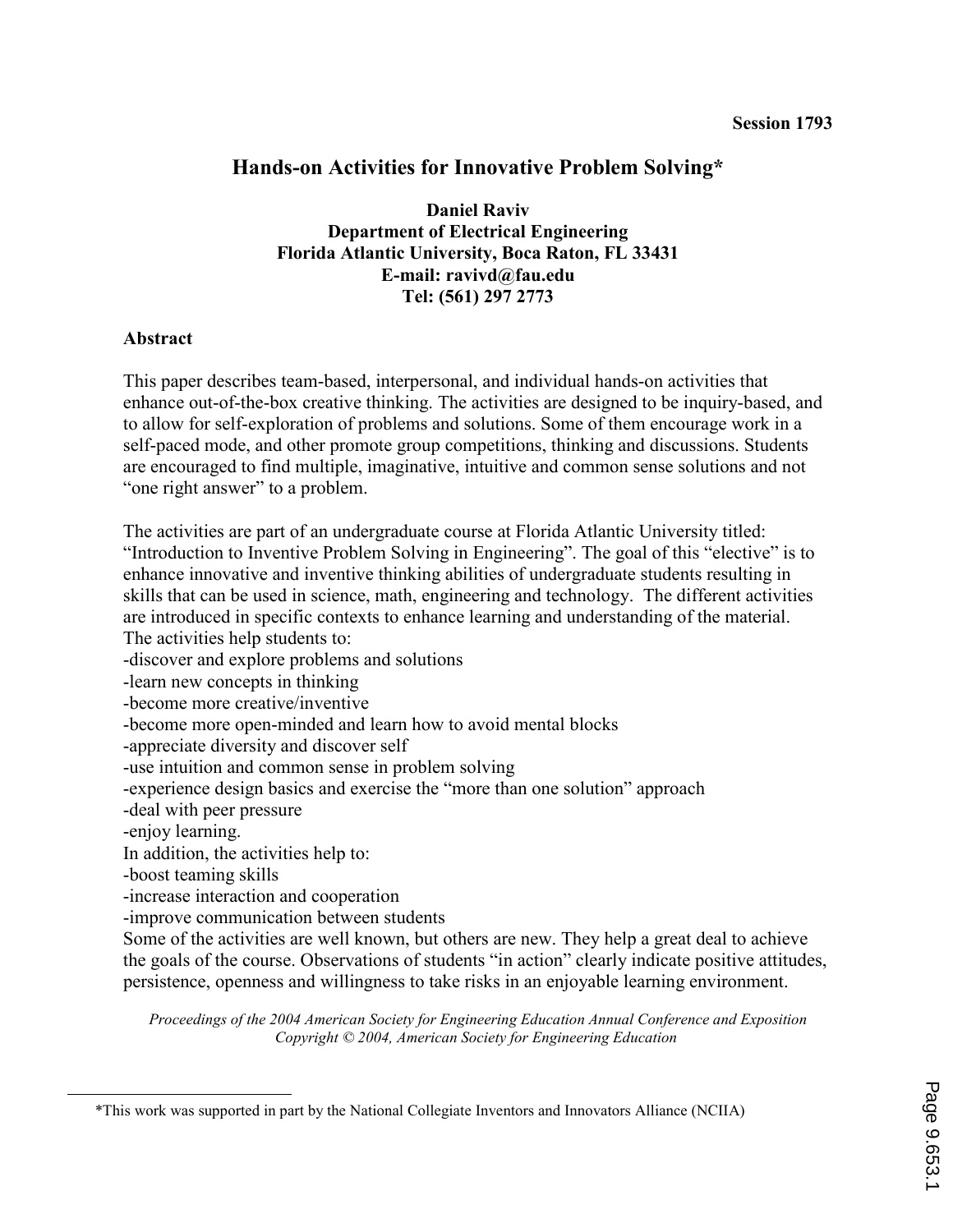Session 1793

# Hands-on Activities for Innovative Problem Solving*

**Daniel Raviv**
**Department of Electrical Engineering**
**Florida Atlantic University, Boca Raton, FL 33431**
**E-mail: ravivd@fau.edu**
**Tel: (561) 297 2773**

## Abstract

This paper describes team-based, interpersonal, and individual hands-on activities that enhance out-of-the-box creative thinking. The activities are designed to be inquiry-based, and to allow for self-exploration of problems and solutions. Some of them encourage work in a self-paced mode, and other promote group competitions, thinking and discussions. Students are encouraged to find multiple, imaginative, intuitive and common sense solutions and not "one right answer" to a problem.

The activities are part of an undergraduate course at Florida Atlantic University titled: "Introduction to Inventive Problem Solving in Engineering". The goal of this "elective" is to enhance innovative and inventive thinking abilities of undergraduate students resulting in skills that can be used in science, math, engineering and technology. The different activities are introduced in specific contexts to enhance learning and understanding of the material. The activities help students to:

-discover and explore problems and solutions
-learn new concepts in thinking
-become more creative/inventive
-become more open-minded and learn how to avoid mental blocks
-appreciate diversity and discover self
-use intuition and common sense in problem solving
-experience design basics and exercise the "more than one solution" approach
-deal with peer pressure
-enjoy learning.

In addition, the activities help to:

-boost teaming skills
-increase interaction and cooperation
-improve communication between students

Some of the activities are well known, but others are new. They help a great deal to achieve the goals of the course. Observations of students "in action" clearly indicate positive attitudes, persistence, openness and willingness to take risks in an enjoyable learning environment.

*This work was supported in part by the National Collegiate Inventors and Innovators Alliance (NCIIA)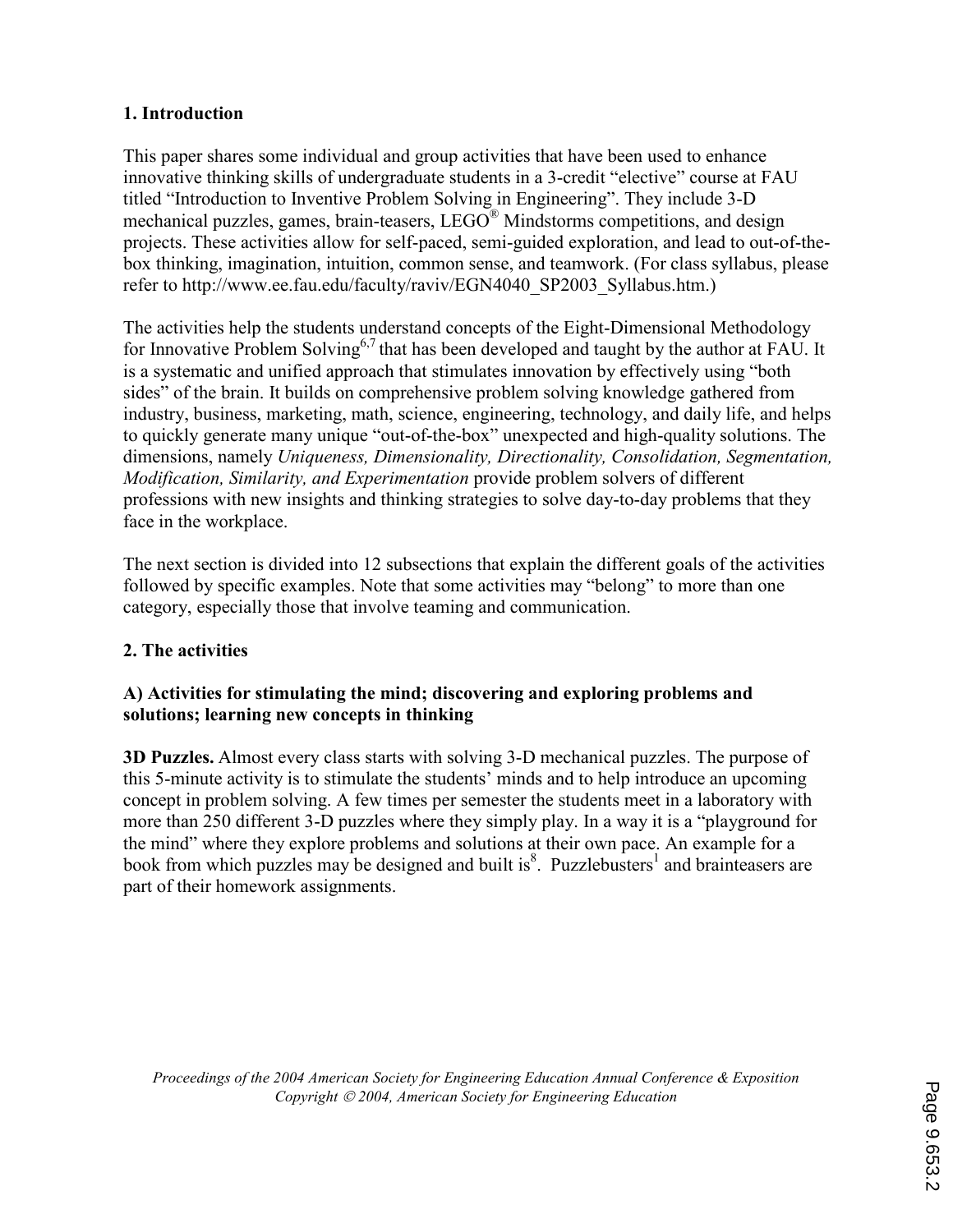## 1. Introduction

This paper shares some individual and group activities that have been used to enhance innovative thinking skills of undergraduate students in a 3-credit "elective" course at FAU titled "Introduction to Inventive Problem Solving in Engineering". They include 3-D mechanical puzzles, games, brain-teasers, LEGO® Mindstorms competitions, and design projects. These activities allow for self-paced, semi-guided exploration, and lead to out-of-the-box thinking, imagination, intuition, common sense, and teamwork. (For class syllabus, please refer to http://www.ee.fau.edu/faculty/raviv/EGN4040_SP2003_Syllabus.htm.)

The activities help the students understand concepts of the Eight-Dimensional Methodology for Innovative Problem Solving[6,7] that has been developed and taught by the author at FAU. It is a systematic and unified approach that stimulates innovation by effectively using "both sides" of the brain. It builds on comprehensive problem solving knowledge gathered from industry, business, marketing, math, science, engineering, technology, and daily life, and helps to quickly generate many unique "out-of-the-box" unexpected and high-quality solutions. The dimensions, namely *Uniqueness, Dimensionality, Directionality, Consolidation, Segmentation, Modification, Similarity, and Experimentation* provide problem solvers of different professions with new insights and thinking strategies to solve day-to-day problems that they face in the workplace.

The next section is divided into 12 subsections that explain the different goals of the activities followed by specific examples. Note that some activities may "belong" to more than one category, especially those that involve teaming and communication.

## 2. The activities

### A) Activities for stimulating the mind; discovering and exploring problems and solutions; learning new concepts in thinking

**3D Puzzles.** Almost every class starts with solving 3-D mechanical puzzles. The purpose of this 5-minute activity is to stimulate the students' minds and to help introduce an upcoming concept in problem solving. A few times per semester the students meet in a laboratory with more than 250 different 3-D puzzles where they simply play. In a way it is a "playground for the mind" where they explore problems and solutions at their own pace. An example for a book from which puzzles may be designed and built is[8]. Puzzlebusters[1] and brainteasers are part of their homework assignments.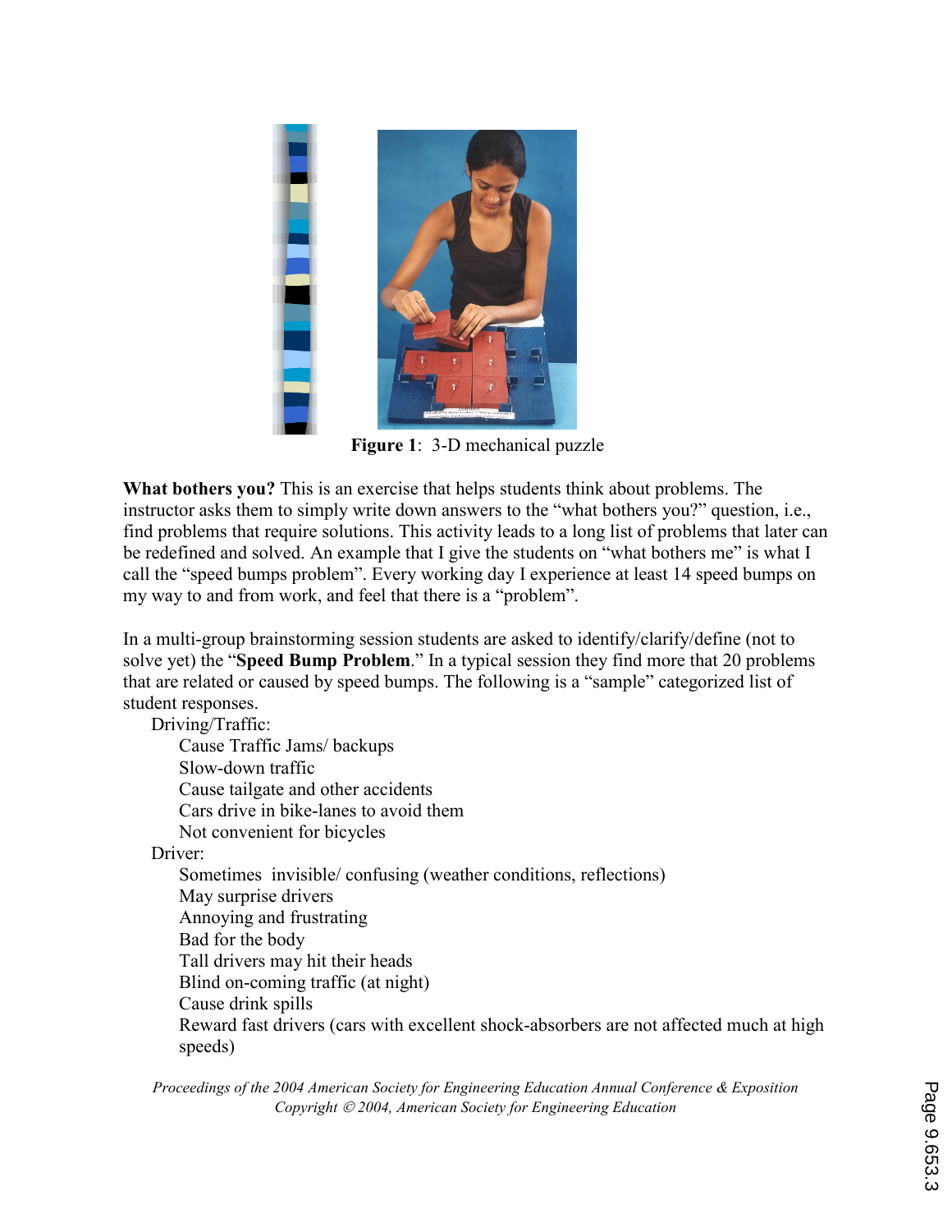**Figure 1**: 3-D mechanical puzzle

**What bothers you?** This is an exercise that helps students think about problems. The instructor asks them to simply write down answers to the "what bothers you?" question, i.e., find problems that require solutions. This activity leads to a long list of problems that later can be redefined and solved. An example that I give the students on "what bothers me" is what I call the "speed bumps problem". Every working day I experience at least 14 speed bumps on my way to and from work, and feel that there is a "problem".

In a multi-group brainstorming session students are asked to identify/clarify/define (not to solve yet) the "**Speed Bump Problem**." In a typical session they find more that 20 problems that are related or caused by speed bumps. The following is a "sample" categorized list of student responses.

- Driving/Traffic:
  - Cause Traffic Jams/ backups
  - Slow-down traffic
  - Cause tailgate and other accidents
  - Cars drive in bike-lanes to avoid them
  - Not convenient for bicycles
- Driver:
  - Sometimes invisible/ confusing (weather conditions, reflections)
  - May surprise drivers
  - Annoying and frustrating
  - Bad for the body
  - Tall drivers may hit their heads
  - Blind on-coming traffic (at night)
  - Cause drink spills
  - Reward fast drivers (cars with excellent shock-absorbers are not affected much at high speeds)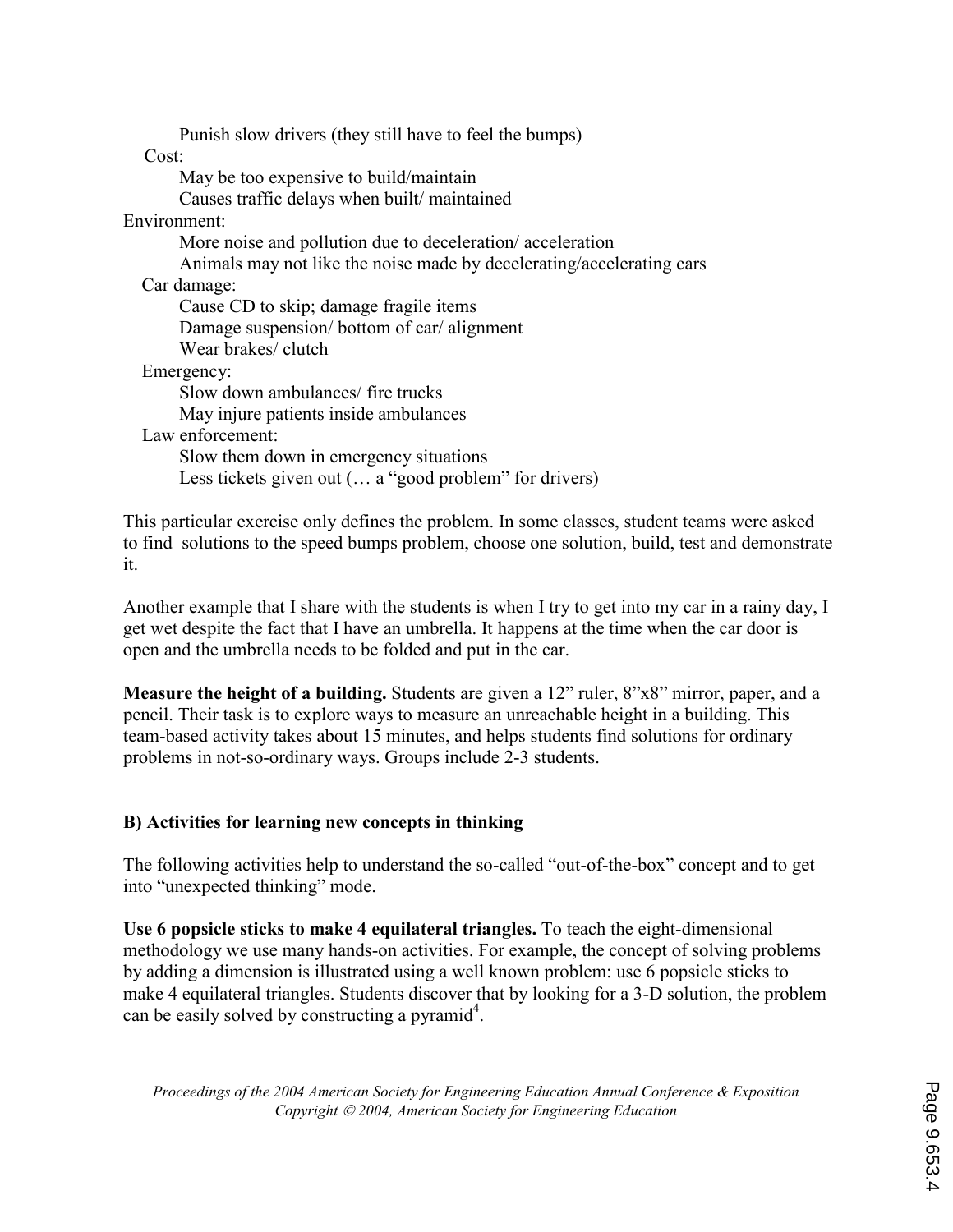Punish slow drivers (they still have to feel the bumps)

Cost:

- May be too expensive to build/maintain
- Causes traffic delays when built/ maintained

Environment:

- More noise and pollution due to deceleration/ acceleration
- Animals may not like the noise made by decelerating/accelerating cars

Car damage:

- Cause CD to skip; damage fragile items
- Damage suspension/ bottom of car/ alignment
- Wear brakes/ clutch

Emergency:

- Slow down ambulances/ fire trucks
- May injure patients inside ambulances

Law enforcement:

- Slow them down in emergency situations
- Less tickets given out (… a "good problem" for drivers)

This particular exercise only defines the problem. In some classes, student teams were asked to find solutions to the speed bumps problem, choose one solution, build, test and demonstrate it.

Another example that I share with the students is when I try to get into my car in a rainy day, I get wet despite the fact that I have an umbrella. It happens at the time when the car door is open and the umbrella needs to be folded and put in the car.

**Measure the height of a building.** Students are given a 12" ruler, 8"x8" mirror, paper, and a pencil. Their task is to explore ways to measure an unreachable height in a building. This team-based activity takes about 15 minutes, and helps students find solutions for ordinary problems in not-so-ordinary ways. Groups include 2-3 students.

### B) Activities for learning new concepts in thinking

The following activities help to understand the so-called "out-of-the-box" concept and to get into "unexpected thinking" mode.

**Use 6 popsicle sticks to make 4 equilateral triangles.** To teach the eight-dimensional methodology we use many hands-on activities. For example, the concept of solving problems by adding a dimension is illustrated using a well known problem: use 6 popsicle sticks to make 4 equilateral triangles. Students discover that by looking for a 3-D solution, the problem can be easily solved by constructing a pyramid[4].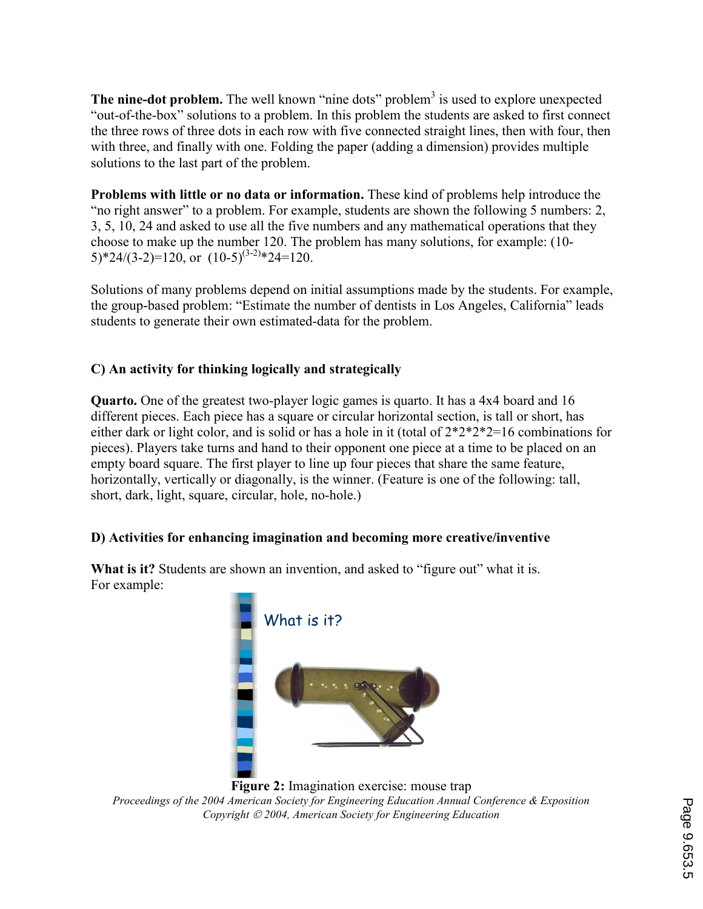**The nine-dot problem.** The well known "nine dots" problem[3] is used to explore unexpected "out-of-the-box" solutions to a problem. In this problem the students are asked to first connect the three rows of three dots in each row with five connected straight lines, then with four, then with three, and finally with one. Folding the paper (adding a dimension) provides multiple solutions to the last part of the problem.

**Problems with little or no data or information.** These kind of problems help introduce the "no right answer" to a problem. For example, students are shown the following 5 numbers: 2, 3, 5, 10, 24 and asked to use all the five numbers and any mathematical operations that they choose to make up the number 120. The problem has many solutions, for example: $(10-5)*24/(3-2)=120$, or $(10-5)^{(3-2)}*24=120$.

Solutions of many problems depend on initial assumptions made by the students. For example, the group-based problem: "Estimate the number of dentists in Los Angeles, California" leads students to generate their own estimated-data for the problem.

### C) An activity for thinking logically and strategically

**Quarto.** One of the greatest two-player logic games is quarto. It has a 4x4 board and 16 different pieces. Each piece has a square or circular horizontal section, is tall or short, has either dark or light color, and is solid or has a hole in it (total of $2*2*2*2=16$ combinations for pieces). Players take turns and hand to their opponent one piece at a time to be placed on an empty board square. The first player to line up four pieces that share the same feature, horizontally, vertically or diagonally, is the winner. (Feature is one of the following: tall, short, dark, light, square, circular, hole, no-hole.)

### D) Activities for enhancing imagination and becoming more creative/inventive

**What is it?** Students are shown an invention, and asked to "figure out" what it is. For example:

**Figure 2:** Imagination exercise: mouse trap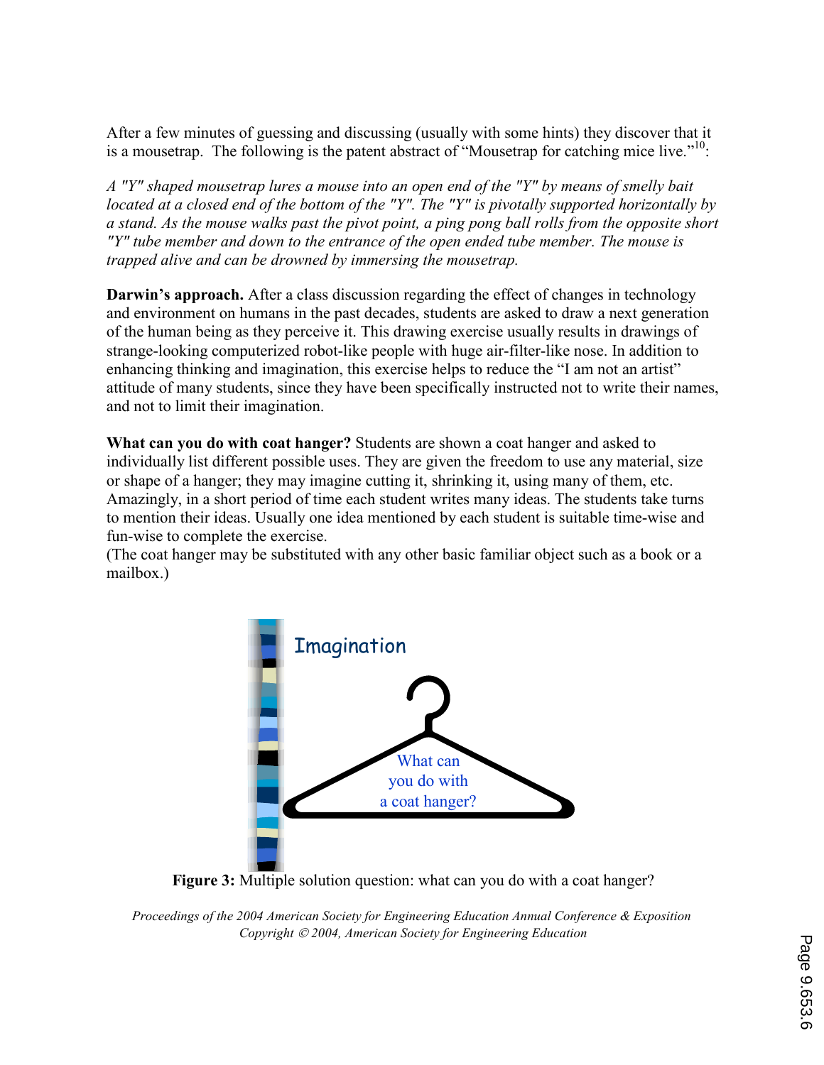After a few minutes of guessing and discussing (usually with some hints) they discover that it is a mousetrap. The following is the patent abstract of "Mousetrap for catching mice live."[10]:

*A "Y" shaped mousetrap lures a mouse into an open end of the "Y" by means of smelly bait located at a closed end of the bottom of the "Y". The "Y" is pivotally supported horizontally by a stand. As the mouse walks past the pivot point, a ping pong ball rolls from the opposite short "Y" tube member and down to the entrance of the open ended tube member. The mouse is trapped alive and can be drowned by immersing the mousetrap.*

**Darwin's approach.** After a class discussion regarding the effect of changes in technology and environment on humans in the past decades, students are asked to draw a next generation of the human being as they perceive it. This drawing exercise usually results in drawings of strange-looking computerized robot-like people with huge air-filter-like nose. In addition to enhancing thinking and imagination, this exercise helps to reduce the "I am not an artist" attitude of many students, since they have been specifically instructed not to write their names, and not to limit their imagination.

**What can you do with coat hanger?** Students are shown a coat hanger and asked to individually list different possible uses. They are given the freedom to use any material, size or shape of a hanger; they may imagine cutting it, shrinking it, using many of them, etc. Amazingly, in a short period of time each student writes many ideas. The students take turns to mention their ideas. Usually one idea mentioned by each student is suitable time-wise and fun-wise to complete the exercise.
(The coat hanger may be substituted with any other basic familiar object such as a book or a mailbox.)

Imagination

What can you do with a coat hanger?

**Figure 3:** Multiple solution question: what can you do with a coat hanger?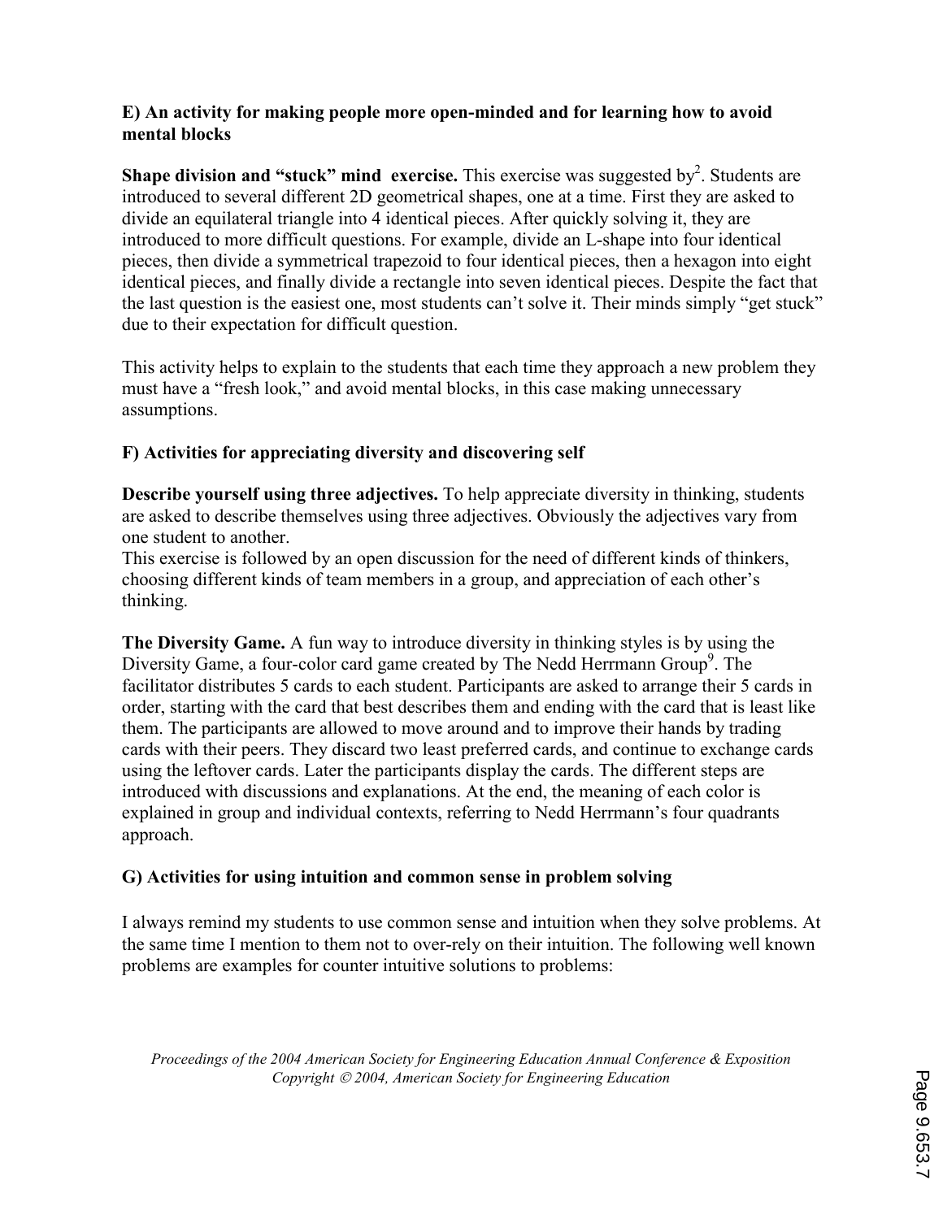### E) An activity for making people more open-minded and for learning how to avoid mental blocks

**Shape division and "stuck" mind exercise.** This exercise was suggested by[2]. Students are introduced to several different 2D geometrical shapes, one at a time. First they are asked to divide an equilateral triangle into 4 identical pieces. After quickly solving it, they are introduced to more difficult questions. For example, divide an L-shape into four identical pieces, then divide a symmetrical trapezoid to four identical pieces, then a hexagon into eight identical pieces, and finally divide a rectangle into seven identical pieces. Despite the fact that the last question is the easiest one, most students can't solve it. Their minds simply "get stuck" due to their expectation for difficult question.

This activity helps to explain to the students that each time they approach a new problem they must have a "fresh look," and avoid mental blocks, in this case making unnecessary assumptions.

### F) Activities for appreciating diversity and discovering self

**Describe yourself using three adjectives.** To help appreciate diversity in thinking, students are asked to describe themselves using three adjectives. Obviously the adjectives vary from one student to another.
This exercise is followed by an open discussion for the need of different kinds of thinkers, choosing different kinds of team members in a group, and appreciation of each other's thinking.

**The Diversity Game.** A fun way to introduce diversity in thinking styles is by using the Diversity Game, a four-color card game created by The Nedd Herrmann Group[9]. The facilitator distributes 5 cards to each student. Participants are asked to arrange their 5 cards in order, starting with the card that best describes them and ending with the card that is least like them. The participants are allowed to move around and to improve their hands by trading cards with their peers. They discard two least preferred cards, and continue to exchange cards using the leftover cards. Later the participants display the cards. The different steps are introduced with discussions and explanations. At the end, the meaning of each color is explained in group and individual contexts, referring to Nedd Herrmann's four quadrants approach.

### G) Activities for using intuition and common sense in problem solving

I always remind my students to use common sense and intuition when they solve problems. At the same time I mention to them not to over-rely on their intuition. The following well known problems are examples for counter intuitive solutions to problems: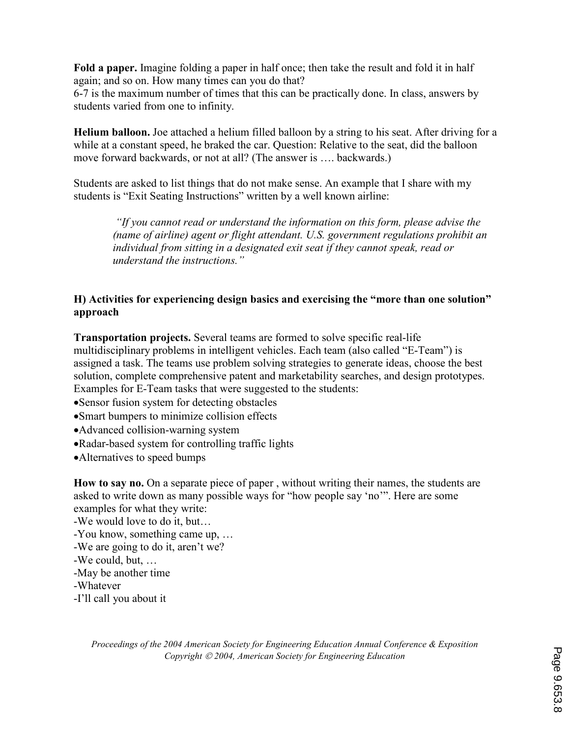**Fold a paper.** Imagine folding a paper in half once; then take the result and fold it in half again; and so on. How many times can you do that?
6-7 is the maximum number of times that this can be practically done. In class, answers by students varied from one to infinity.

**Helium balloon.** Joe attached a helium filled balloon by a string to his seat. After driving for a while at a constant speed, he braked the car. Question: Relative to the seat, did the balloon move forward backwards, or not at all? (The answer is …. backwards.)

Students are asked to list things that do not make sense. An example that I share with my students is "Exit Seating Instructions" written by a well known airline:

> *"If you cannot read or understand the information on this form, please advise the (name of airline) agent or flight attendant. U.S. government regulations prohibit an individual from sitting in a designated exit seat if they cannot speak, read or understand the instructions."*

### H) Activities for experiencing design basics and exercising the "more than one solution" approach

**Transportation projects.** Several teams are formed to solve specific real-life multidisciplinary problems in intelligent vehicles. Each team (also called "E-Team") is assigned a task. The teams use problem solving strategies to generate ideas, choose the best solution, complete comprehensive patent and marketability searches, and design prototypes. Examples for E-Team tasks that were suggested to the students:

- Sensor fusion system for detecting obstacles
- Smart bumpers to minimize collision effects
- Advanced collision-warning system
- Radar-based system for controlling traffic lights
- Alternatives to speed bumps

**How to say no.** On a separate piece of paper , without writing their names, the students are asked to write down as many possible ways for "how people say 'no'". Here are some examples for what they write:

-We would love to do it, but…
-You know, something came up, …
-We are going to do it, aren't we?
-We could, but, …
-May be another time
-Whatever
-I'll call you about it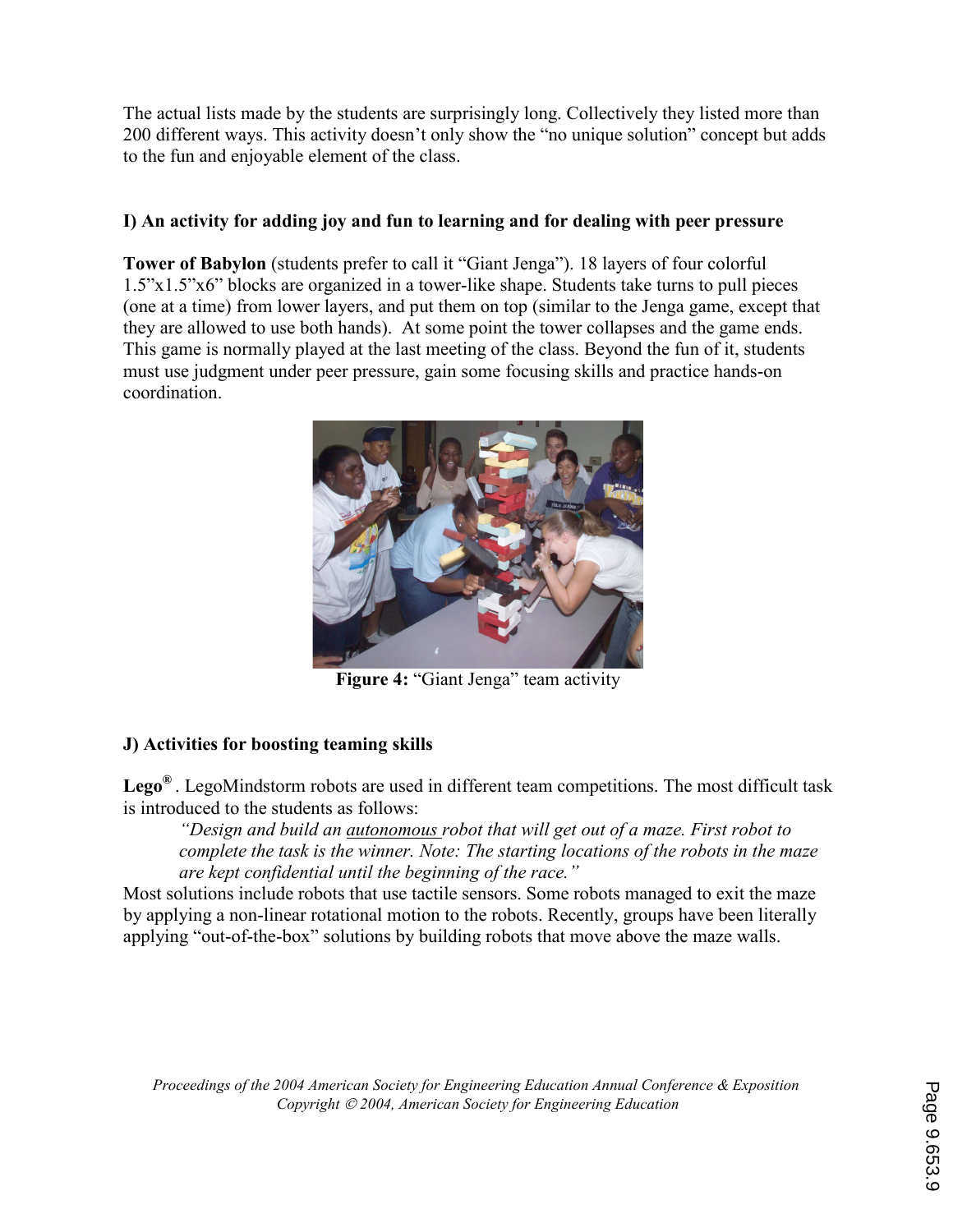The actual lists made by the students are surprisingly long. Collectively they listed more than 200 different ways. This activity doesn't only show the "no unique solution" concept but adds to the fun and enjoyable element of the class.

### I) An activity for adding joy and fun to learning and for dealing with peer pressure

**Tower of Babylon** (students prefer to call it "Giant Jenga"). 18 layers of four colorful 1.5"x1.5"x6" blocks are organized in a tower-like shape. Students take turns to pull pieces (one at a time) from lower layers, and put them on top (similar to the Jenga game, except that they are allowed to use both hands). At some point the tower collapses and the game ends. This game is normally played at the last meeting of the class. Beyond the fun of it, students must use judgment under peer pressure, gain some focusing skills and practice hands-on coordination.

**Figure 4:** "Giant Jenga" team activity

### J) Activities for boosting teaming skills

**Lego®** . LegoMindstorm robots are used in different team competitions. The most difficult task is introduced to the students as follows:

> *"Design and build an autonomous robot that will get out of a maze. First robot to complete the task is the winner. Note: The starting locations of the robots in the maze are kept confidential until the beginning of the race."*

Most solutions include robots that use tactile sensors. Some robots managed to exit the maze by applying a non-linear rotational motion to the robots. Recently, groups have been literally applying "out-of-the-box" solutions by building robots that move above the maze walls.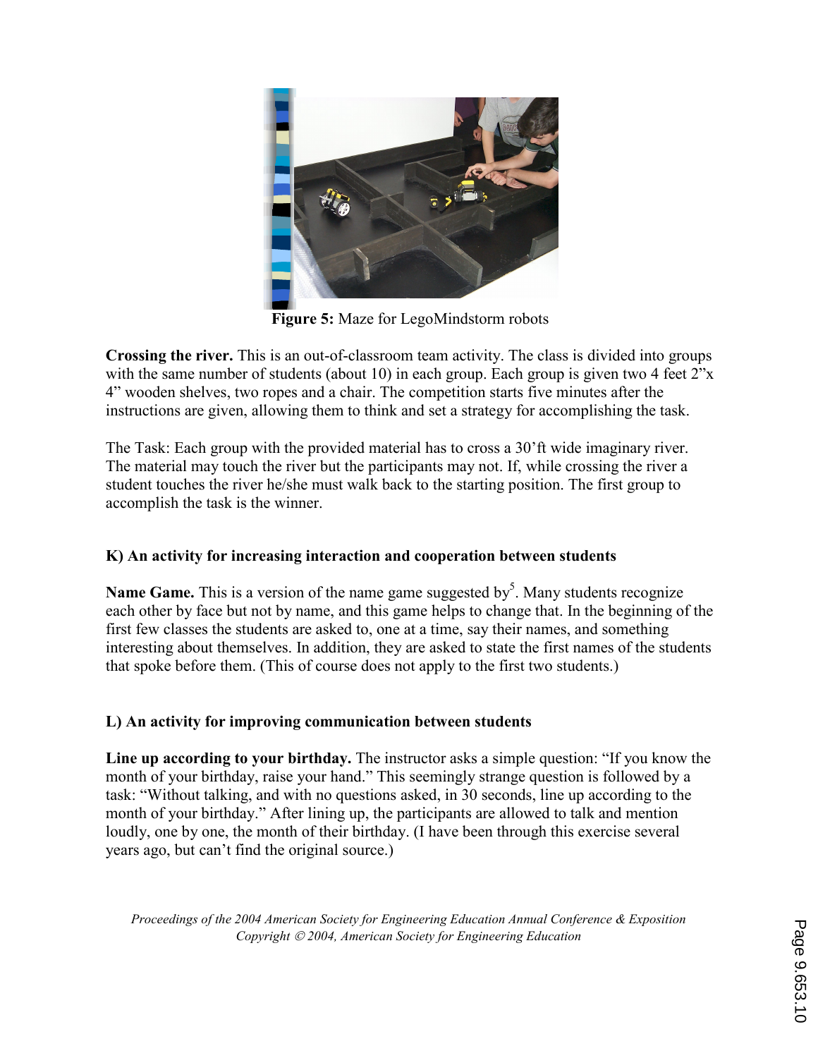**Figure 5:** Maze for LegoMindstorm robots

**Crossing the river.** This is an out-of-classroom team activity. The class is divided into groups with the same number of students (about 10) in each group. Each group is given two 4 feet 2"x 4" wooden shelves, two ropes and a chair. The competition starts five minutes after the instructions are given, allowing them to think and set a strategy for accomplishing the task.

The Task: Each group with the provided material has to cross a 30'ft wide imaginary river. The material may touch the river but the participants may not. If, while crossing the river a student touches the river he/she must walk back to the starting position. The first group to accomplish the task is the winner.

### K) An activity for increasing interaction and cooperation between students

**Name Game.** This is a version of the name game suggested by[5]. Many students recognize each other by face but not by name, and this game helps to change that. In the beginning of the first few classes the students are asked to, one at a time, say their names, and something interesting about themselves. In addition, they are asked to state the first names of the students that spoke before them. (This of course does not apply to the first two students.)

### L) An activity for improving communication between students

**Line up according to your birthday.** The instructor asks a simple question: "If you know the month of your birthday, raise your hand." This seemingly strange question is followed by a task: "Without talking, and with no questions asked, in 30 seconds, line up according to the month of your birthday." After lining up, the participants are allowed to talk and mention loudly, one by one, the month of their birthday. (I have been through this exercise several years ago, but can't find the original source.)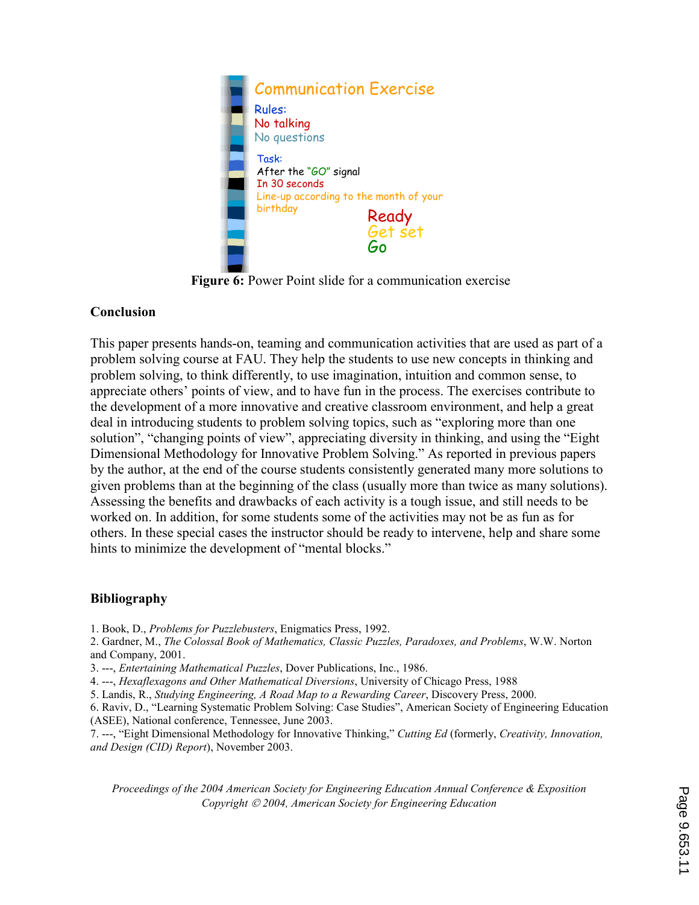Communication Exercise

Rules:
No talking
No questions

Task:
After the "GO" signal
In 30 seconds
Line-up according to the month of your birthday

Ready
Get set
Go

**Figure 6:** Power Point slide for a communication exercise

**Conclusion**

This paper presents hands-on, teaming and communication activities that are used as part of a problem solving course at FAU. They help the students to use new concepts in thinking and problem solving, to think differently, to use imagination, intuition and common sense, to appreciate others' points of view, and to have fun in the process. The exercises contribute to the development of a more innovative and creative classroom environment, and help a great deal in introducing students to problem solving topics, such as "exploring more than one solution", "changing points of view", appreciating diversity in thinking, and using the "Eight Dimensional Methodology for Innovative Problem Solving." As reported in previous papers by the author, at the end of the course students consistently generated many more solutions to given problems than at the beginning of the class (usually more than twice as many solutions). Assessing the benefits and drawbacks of each activity is a tough issue, and still needs to be worked on. In addition, for some students some of the activities may not be as fun as for others. In these special cases the instructor should be ready to intervene, help and share some hints to minimize the development of "mental blocks."

**Bibliography**

1. Book, D., *Problems for Puzzlebusters*, Enigmatics Press, 1992.
2. Gardner, M., *The Colossal Book of Mathematics, Classic Puzzles, Paradoxes, and Problems*, W.W. Norton and Company, 2001.
3. ---, *Entertaining Mathematical Puzzles*, Dover Publications, Inc., 1986.
4. ---, *Hexaflexagons and Other Mathematical Diversions*, University of Chicago Press, 1988
5. Landis, R., *Studying Engineering, A Road Map to a Rewarding Career*, Discovery Press, 2000.
6. Raviv, D., "Learning Systematic Problem Solving: Case Studies", American Society of Engineering Education (ASEE), National conference, Tennessee, June 2003.
7. ---, "Eight Dimensional Methodology for Innovative Thinking," *Cutting Ed* (formerly, *Creativity, Innovation, and Design (CID) Report*), November 2003.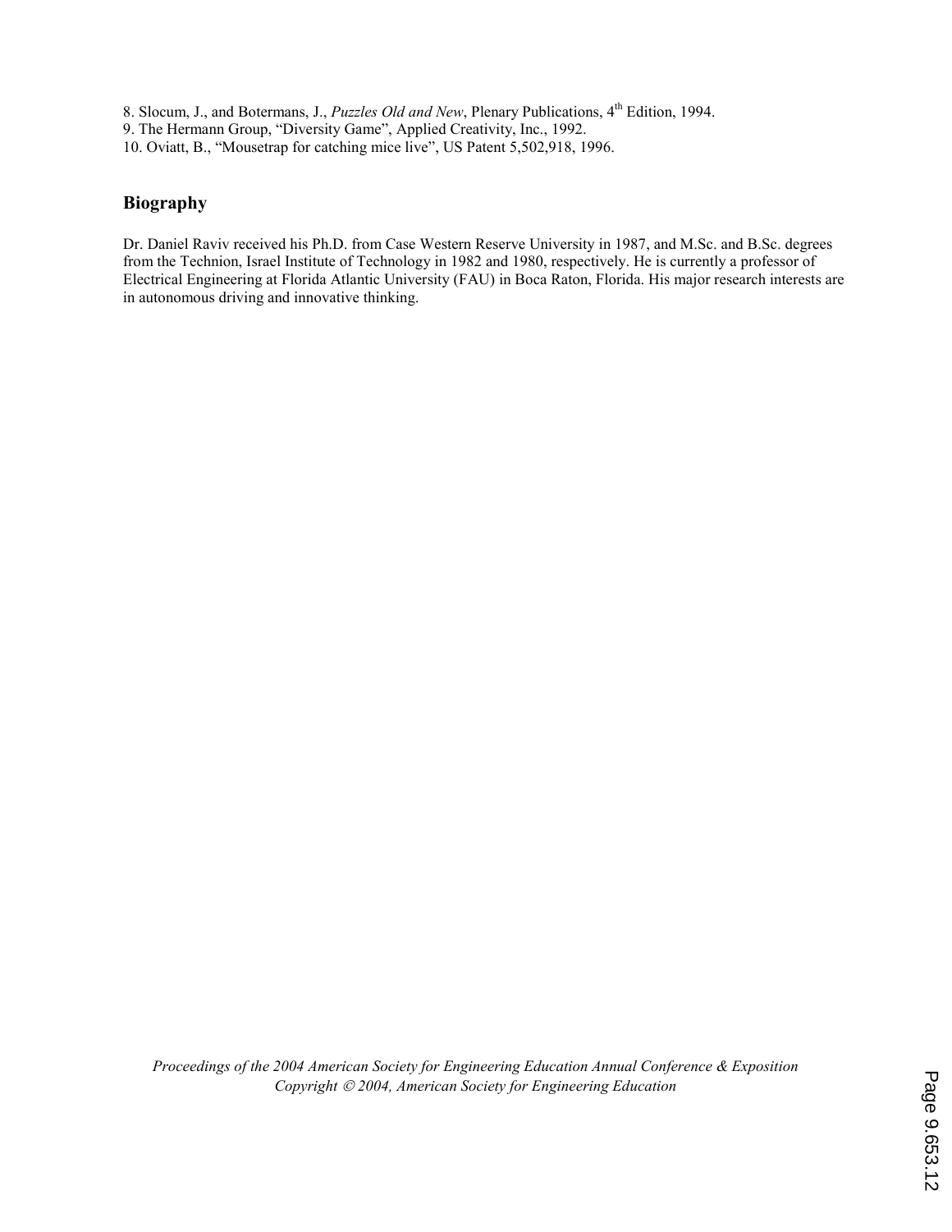8. Slocum, J., and Botermans, J., *Puzzles Old and New*, Plenary Publications, 4th Edition, 1994.
9. The Hermann Group, "Diversity Game", Applied Creativity, Inc., 1992.
10. Oviatt, B., "Mousetrap for catching mice live", US Patent 5,502,918, 1996.

## Biography

Dr. Daniel Raviv received his Ph.D. from Case Western Reserve University in 1987, and M.Sc. and B.Sc. degrees from the Technion, Israel Institute of Technology in 1982 and 1980, respectively. He is currently a professor of Electrical Engineering at Florida Atlantic University (FAU) in Boca Raton, Florida. His major research interests are in autonomous driving and innovative thinking.